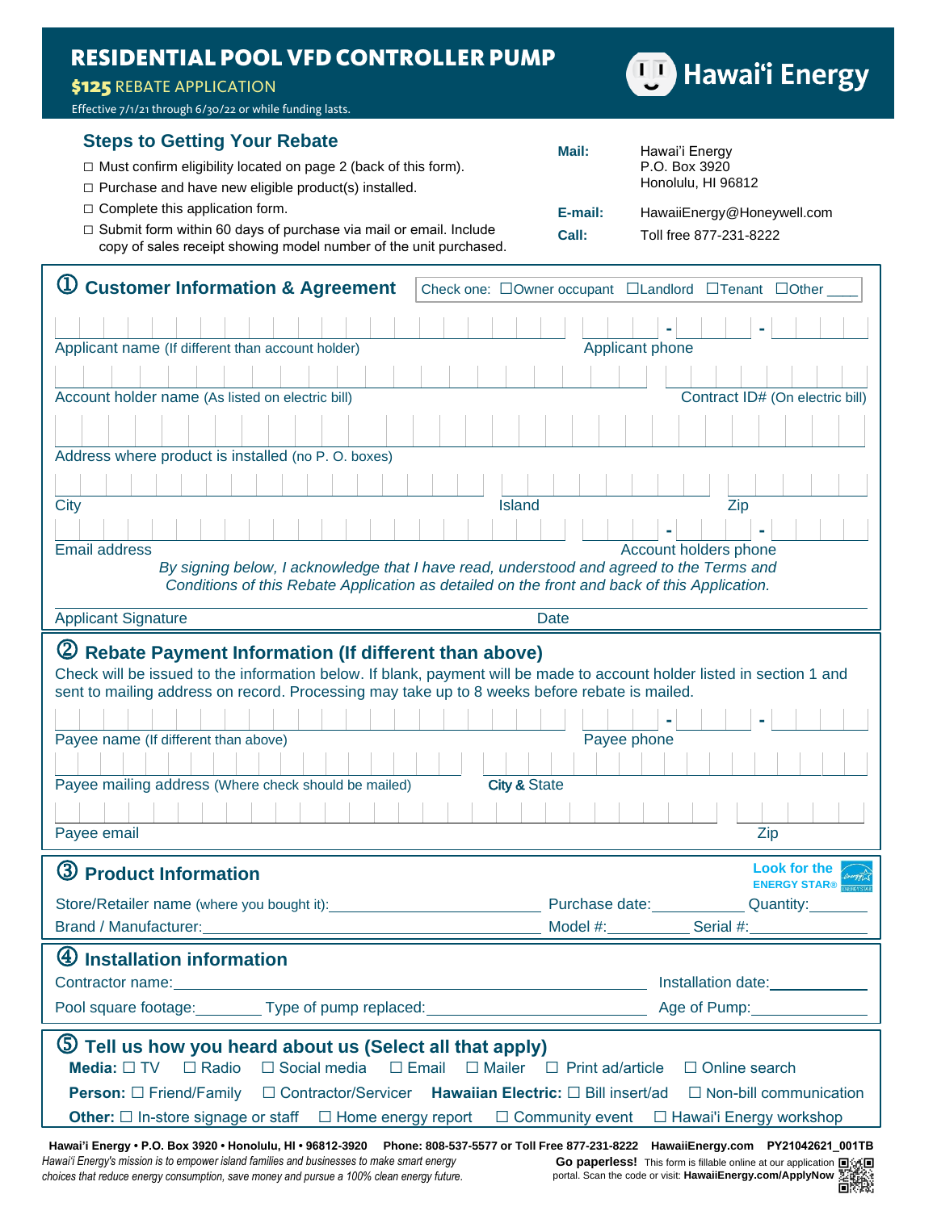# RESIDENTIAL POOL VFD CONTROLLER PUMP

**$125** REBATE APPLICATION

Effective 7/1/21 through 6/30/22 or while funding lasts.

Hawaiʻi Energy

## Steps to Getting Your Rebate

- ☐ Must confirm eligibility located on page 2 (back of this form).
- ☐ Purchase and have new eligible product(s) installed.
- ☐ Complete this application form.
- ☐ Submit form within 60 days of purchase via mail or email. Include copy of sales receipt showing model number of the unit purchased.

**Mail:** Hawai'i Energy, P.O. Box 3920, Honolulu, HI 96812

**E-mail:** HawaiiEnergy@Honeywell.com

**Call:** Toll free 877-231-8222

## ① Customer Information & Agreement

Check one: ☐Owner occupant ☐Landlord ☐Tenant ☐Other ____

Applicant name (If different than account holder) | Applicant phone

Account holder name (As listed on electric bill) | Contract ID# (On electric bill)

Address where product is installed (no P. O. boxes)

City | Island | Zip

Email address | Account holders phone

*By signing below, I acknowledge that I have read, understood and agreed to the Terms and Conditions of this Rebate Application as detailed on the front and back of this Application.*

Applicant Signature | Date

## ② Rebate Payment Information (If different than above)

Check will be issued to the information below. If blank, payment will be made to account holder listed in section 1 and sent to mailing address on record. Processing may take up to 8 weeks before rebate is mailed.

Payee name (If different than above) | Payee phone

Payee mailing address (Where check should be mailed) | City & State

Payee email | Zip

## ③ Product Information

Look for the ENERGY STAR®

Store/Retailer name (where you bought it): ______ Purchase date: ______ Quantity: ______

Brand / Manufacturer: ______ Model #: ______ Serial #: ______

## ④ Installation information

Contractor name: ______ Installation date: ______

Pool square footage: ______ Type of pump replaced: ______ Age of Pump: ______

## ⑤ Tell us how you heard about us (Select all that apply)

**Media:** ☐ TV ☐ Radio ☐ Social media ☐ Email ☐ Mailer ☐ Print ad/article ☐ Online search

**Person:** ☐ Friend/Family ☐ Contractor/Servicer **Hawaiian Electric:** ☐ Bill insert/ad ☐ Non-bill communication

**Other:** ☐ In-store signage or staff ☐ Home energy report ☐ Community event ☐ Hawai'i Energy workshop

**Hawai'i Energy • P.O. Box 3920 • Honolulu, HI • 96812-3920 Phone: 808-537-5577 or Toll Free 877-231-8222 HawaiiEnergy.com PY21042621_001TB**

*Hawai'i Energy's mission is to empower island families and businesses to make smart energy choices that reduce energy consumption, save money and pursue a 100% clean energy future.*

**Go paperless!** This form is fillable online at our application portal. Scan the code or visit: **HawaiiEnergy.com/ApplyNow**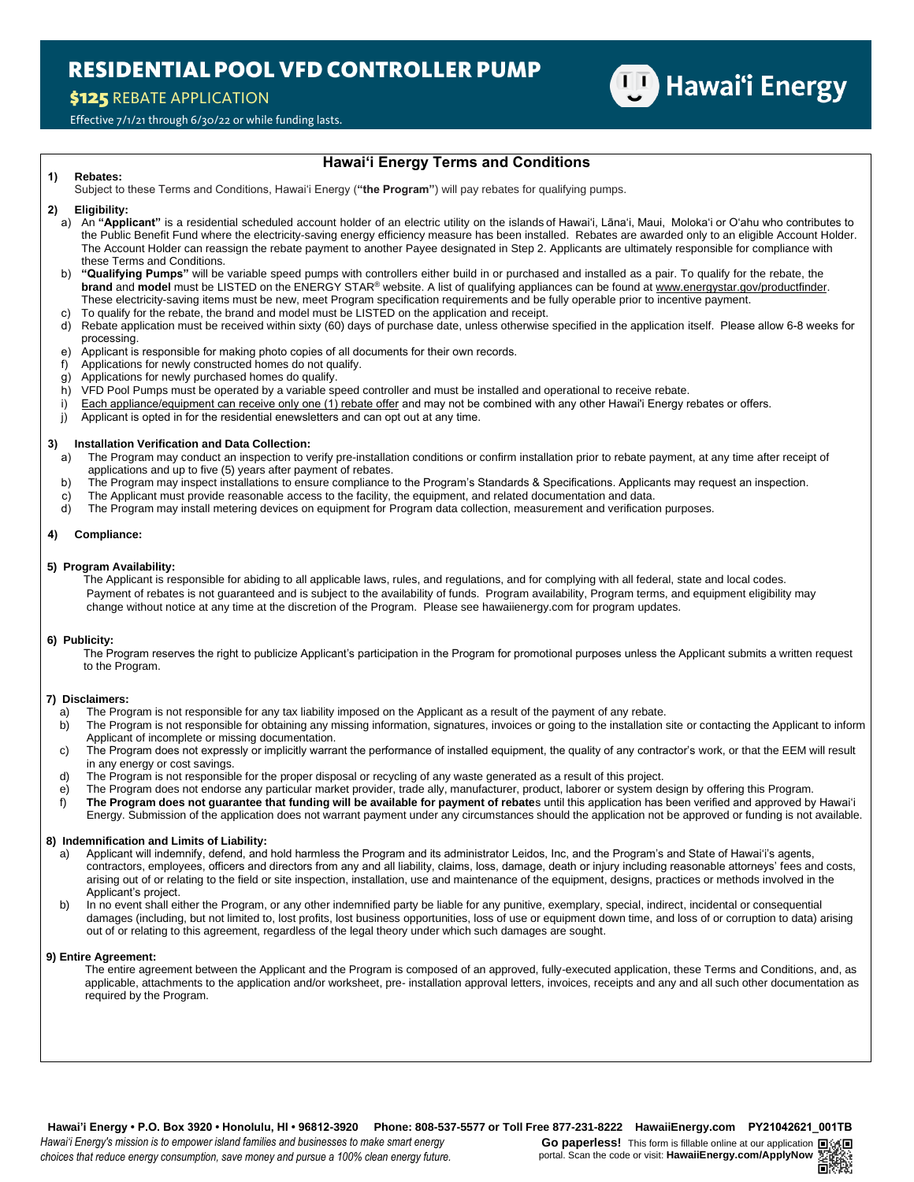# RESIDENTIAL POOL VFD CONTROLLER PUMP

**$125** REBATE APPLICATION

Effective 7/1/21 through 6/30/22 or while funding lasts.

Hawai'i Energy

## Hawai'i Energy Terms and Conditions

**1) Rebates:**

Subject to these Terms and Conditions, Hawai'i Energy (**"the Program"**) will pay rebates for qualifying pumps.

**2) Eligibility:**

a) An **"Applicant"** is a residential scheduled account holder of an electric utility on the islands of Hawai'i, Lāna'i, Maui, Moloka'i or O'ahu who contributes to the Public Benefit Fund where the electricity-saving energy efficiency measure has been installed. Rebates are awarded only to an eligible Account Holder. The Account Holder can reassign the rebate payment to another Payee designated in Step 2. Applicants are ultimately responsible for compliance with these Terms and Conditions.

b) **"Qualifying Pumps"** will be variable speed pumps with controllers either build in or purchased and installed as a pair. To qualify for the rebate, the **brand** and **model** must be LISTED on the ENERGY STAR® website. A list of qualifying appliances can be found at www.energystar.gov/productfinder. These electricity-saving items must be new, meet Program specification requirements and be fully operable prior to incentive payment.

c) To qualify for the rebate, the brand and model must be LISTED on the application and receipt.

d) Rebate application must be received within sixty (60) days of purchase date, unless otherwise specified in the application itself. Please allow 6-8 weeks for processing.

e) Applicant is responsible for making photo copies of all documents for their own records.

f) Applications for newly constructed homes do not qualify.

g) Applications for newly purchased homes do qualify.

h) VFD Pool Pumps must be operated by a variable speed controller and must be installed and operational to receive rebate.

i) Each appliance/equipment can receive only one (1) rebate offer and may not be combined with any other Hawai'i Energy rebates or offers.

j) Applicant is opted in for the residential enewsletters and can opt out at any time.

**3) Installation Verification and Data Collection:**

a) The Program may conduct an inspection to verify pre-installation conditions or confirm installation prior to rebate payment, at any time after receipt of applications and up to five (5) years after payment of rebates.

b) The Program may inspect installations to ensure compliance to the Program's Standards & Specifications. Applicants may request an inspection.

c) The Applicant must provide reasonable access to the facility, the equipment, and related documentation and data.

d) The Program may install metering devices on equipment for Program data collection, measurement and verification purposes.

**4) Compliance:**

**5) Program Availability:**

The Applicant is responsible for abiding to all applicable laws, rules, and regulations, and for complying with all federal, state and local codes. Payment of rebates is not guaranteed and is subject to the availability of funds. Program availability, Program terms, and equipment eligibility may change without notice at any time at the discretion of the Program. Please see hawaiienergy.com for program updates.

**6) Publicity:**

The Program reserves the right to publicize Applicant's participation in the Program for promotional purposes unless the Applicant submits a written request to the Program.

**7) Disclaimers:**

a) The Program is not responsible for any tax liability imposed on the Applicant as a result of the payment of any rebate.

b) The Program is not responsible for obtaining any missing information, signatures, invoices or going to the installation site or contacting the Applicant to inform Applicant of incomplete or missing documentation.

c) The Program does not expressly or implicitly warrant the performance of installed equipment, the quality of any contractor's work, or that the EEM will result in any energy or cost savings.

d) The Program is not responsible for the proper disposal or recycling of any waste generated as a result of this project.

e) The Program does not endorse any particular market provider, trade ally, manufacturer, product, laborer or system design by offering this Program.

f) **The Program does not guarantee that funding will be available for payment of rebate**s until this application has been verified and approved by Hawai'i Energy. Submission of the application does not warrant payment under any circumstances should the application not be approved or funding is not available.

**8) Indemnification and Limits of Liability:**

a) Applicant will indemnify, defend, and hold harmless the Program and its administrator Leidos, Inc, and the Program's and State of Hawai'i's agents, contractors, employees, officers and directors from any and all liability, claims, loss, damage, death or injury including reasonable attorneys' fees and costs, arising out of or relating to the field or site inspection, installation, use and maintenance of the equipment, designs, practices or methods involved in the Applicant's project.

b) In no event shall either the Program, or any other indemnified party be liable for any punitive, exemplary, special, indirect, incidental or consequential damages (including, but not limited to, lost profits, lost business opportunities, loss of use or equipment down time, and loss of or corruption to data) arising out of or relating to this agreement, regardless of the legal theory under which such damages are sought.

**9) Entire Agreement:**

The entire agreement between the Applicant and the Program is composed of an approved, fully-executed application, these Terms and Conditions, and, as applicable, attachments to the application and/or worksheet, pre- installation approval letters, invoices, receipts and any and all such other documentation as required by the Program.

**Hawai'i Energy • P.O. Box 3920 • Honolulu, HI • 96812-3920 Phone: 808-537-5577 or Toll Free 877-231-8222 HawaiiEnergy.com PY21042621_001TB**

*Hawai'i Energy's mission is to empower island families and businesses to make smart energy choices that reduce energy consumption, save money and pursue a 100% clean energy future.*

**Go paperless!** This form is fillable online at our application portal. Scan the code or visit: **HawaiiEnergy.com/ApplyNow**